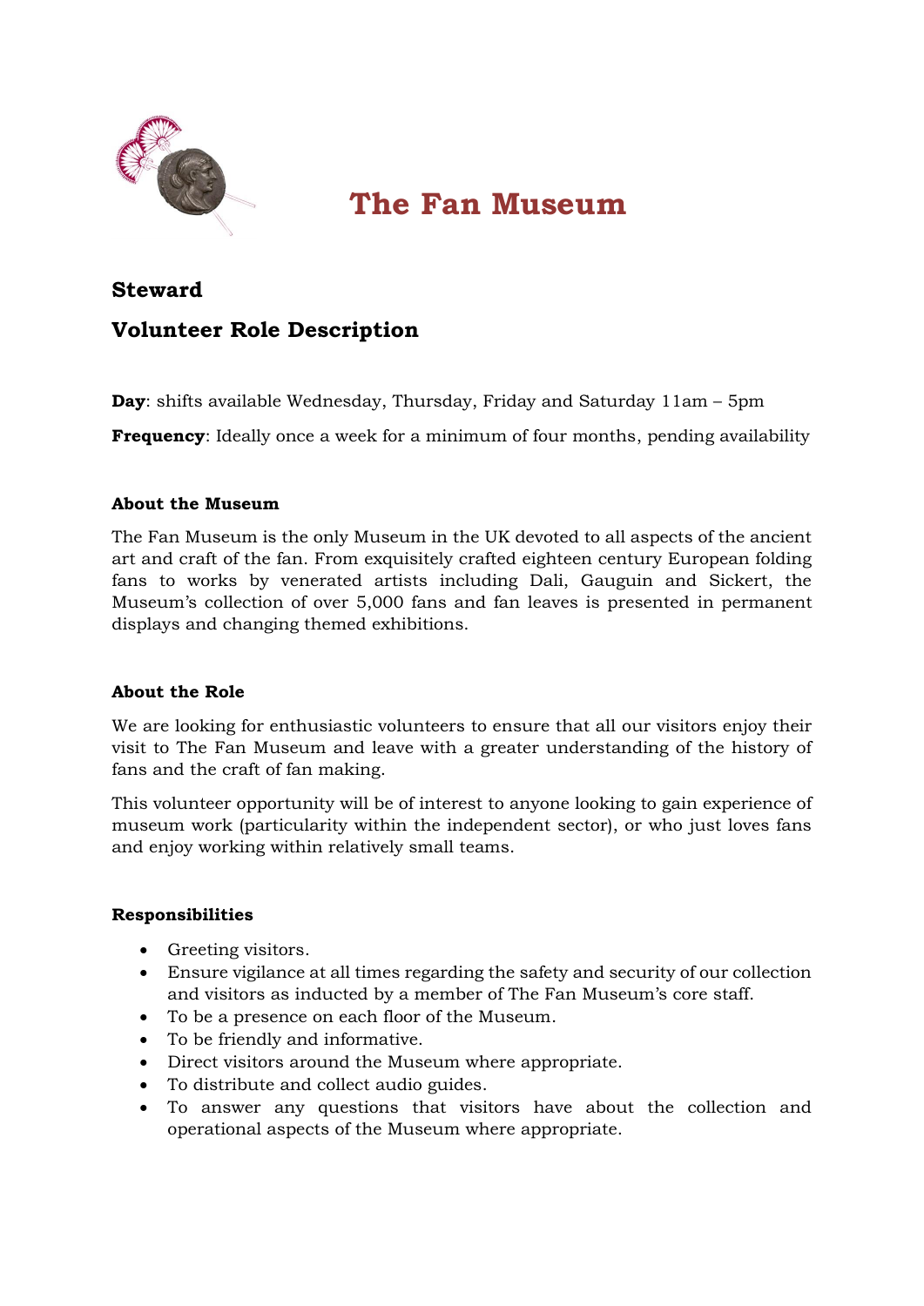# The Fan Museum

## Steward

## Volunteer Role Description

**Day**: shifts available Wednesday, Thursday, Friday and Saturday 11am – 5pm

**Frequency**: Ideally once a week for a minimum of four months, pending availability

### About the Museum

The Fan Museum is the only Museum in the UK devoted to all aspects of the ancient art and craft of the fan. From exquisitely crafted eighteen century European folding fans to works by venerated artists including Dali, Gauguin and Sickert, the Museum's collection of over 5,000 fans and fan leaves is presented in permanent displays and changing themed exhibitions.

### About the Role

We are looking for enthusiastic volunteers to ensure that all our visitors enjoy their visit to The Fan Museum and leave with a greater understanding of the history of fans and the craft of fan making.

This volunteer opportunity will be of interest to anyone looking to gain experience of museum work (particularity within the independent sector), or who just loves fans and enjoy working within relatively small teams.

### Responsibilities

- Greeting visitors.
- Ensure vigilance at all times regarding the safety and security of our collection and visitors as inducted by a member of The Fan Museum's core staff.
- To be a presence on each floor of the Museum.
- To be friendly and informative.
- Direct visitors around the Museum where appropriate.
- To distribute and collect audio guides.
- To answer any questions that visitors have about the collection and operational aspects of the Museum where appropriate.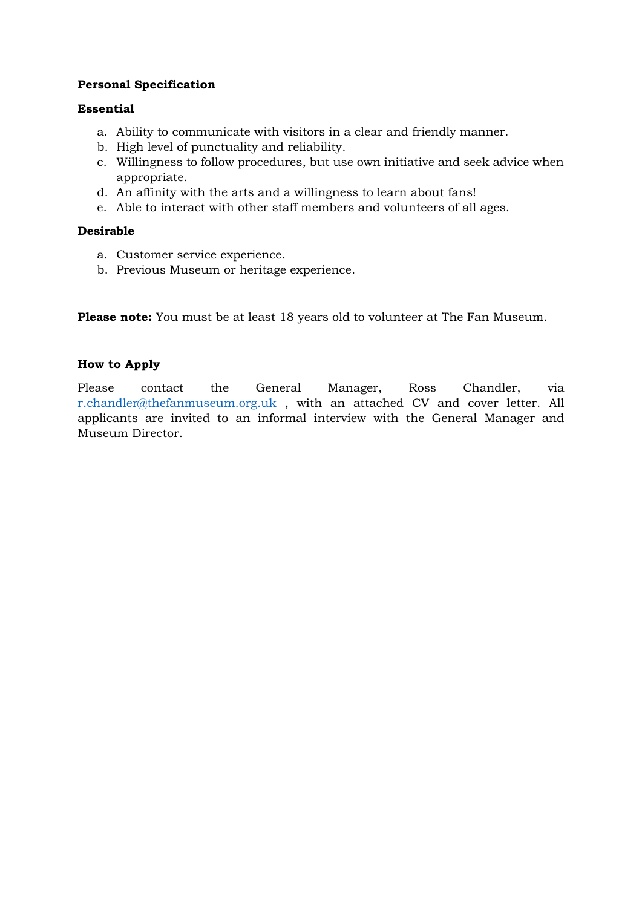**Personal Specification**

**Essential**

a. Ability to communicate with visitors in a clear and friendly manner.
b. High level of punctuality and reliability.
c. Willingness to follow procedures, but use own initiative and seek advice when appropriate.
d. An affinity with the arts and a willingness to learn about fans!
e. Able to interact with other staff members and volunteers of all ages.

**Desirable**

a. Customer service experience.
b. Previous Museum or heritage experience.

**Please note:** You must be at least 18 years old to volunteer at The Fan Museum.

**How to Apply**

Please contact the General Manager, Ross Chandler, via r.chandler@thefanmuseum.org.uk , with an attached CV and cover letter. All applicants are invited to an informal interview with the General Manager and Museum Director.